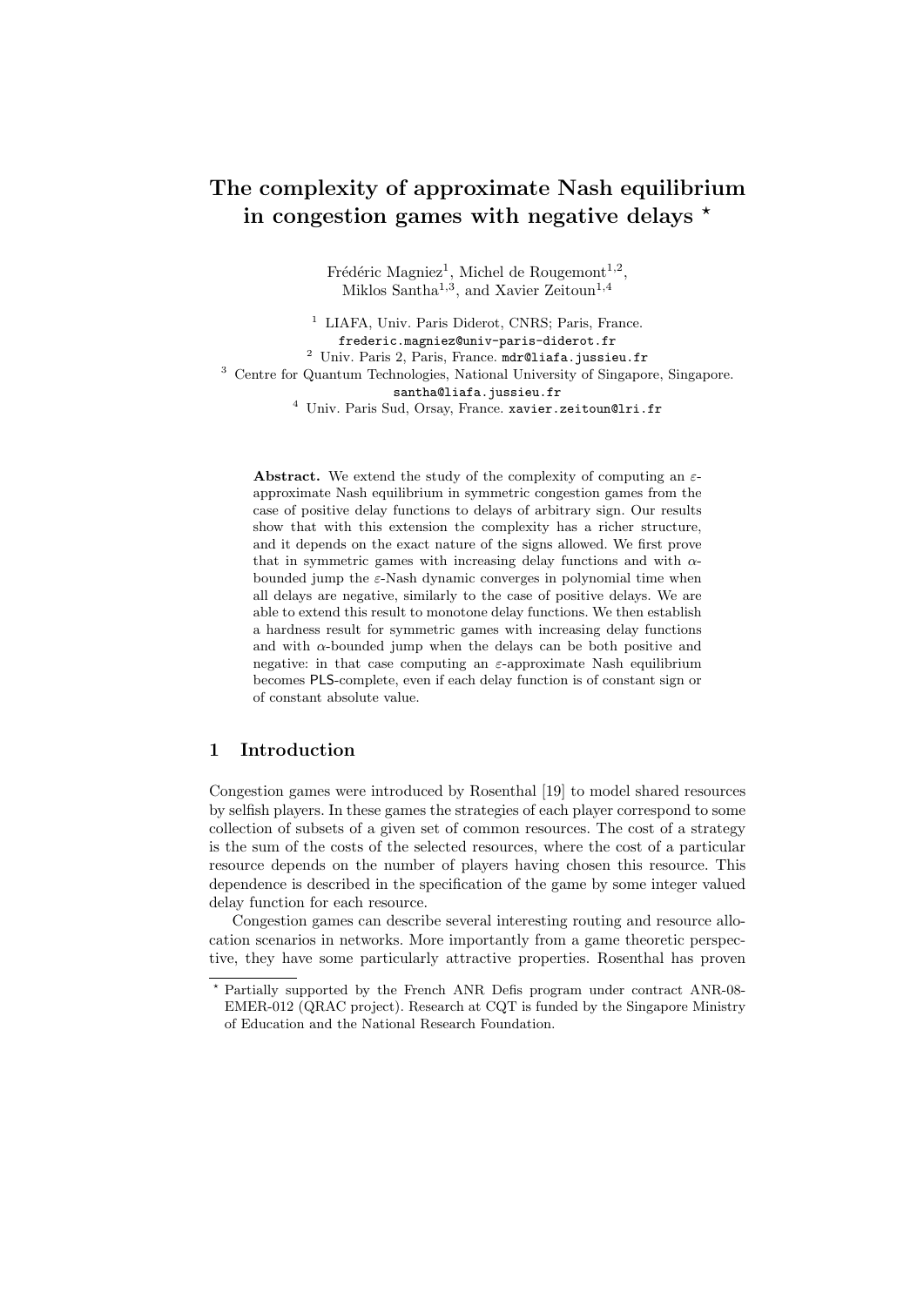# The complexity of approximate Nash equilibrium in congestion games with negative delays ⋆

Frédéric Magniez[1], Michel de Rougemont[1,2], Miklos Santha[1,3], and Xavier Zeitoun[1,4]

[1] LIAFA, Univ. Paris Diderot, CNRS; Paris, France. frederic.magniez@univ-paris-diderot.fr

[2] Univ. Paris 2, Paris, France. mdr@liafa.jussieu.fr

[3] Centre for Quantum Technologies, National University of Singapore, Singapore. santha@liafa.jussieu.fr

[4] Univ. Paris Sud, Orsay, France. xavier.zeitoun@lri.fr

**Abstract.** We extend the study of the complexity of computing an $\varepsilon$-approximate Nash equilibrium in symmetric congestion games from the case of positive delay functions to delays of arbitrary sign. Our results show that with this extension the complexity has a richer structure, and it depends on the exact nature of the signs allowed. We first prove that in symmetric games with increasing delay functions and with $\alpha$-bounded jump the $\varepsilon$-Nash dynamic converges in polynomial time when all delays are negative, similarly to the case of positive delays. We are able to extend this result to monotone delay functions. We then establish a hardness result for symmetric games with increasing delay functions and with $\alpha$-bounded jump when the delays can be both positive and negative: in that case computing an $\varepsilon$-approximate Nash equilibrium becomes PLS-complete, even if each delay function is of constant sign or of constant absolute value.

## 1 Introduction

Congestion games were introduced by Rosenthal [19] to model shared resources by selfish players. In these games the strategies of each player correspond to some collection of subsets of a given set of common resources. The cost of a strategy is the sum of the costs of the selected resources, where the cost of a particular resource depends on the number of players having chosen this resource. This dependence is described in the specification of the game by some integer valued delay function for each resource.

Congestion games can describe several interesting routing and resource allocation scenarios in networks. More importantly from a game theoretic perspective, they have some particularly attractive properties. Rosenthal has proven

⋆ Partially supported by the French ANR Defis program under contract ANR-08-EMER-012 (QRAC project). Research at CQT is funded by the Singapore Ministry of Education and the National Research Foundation.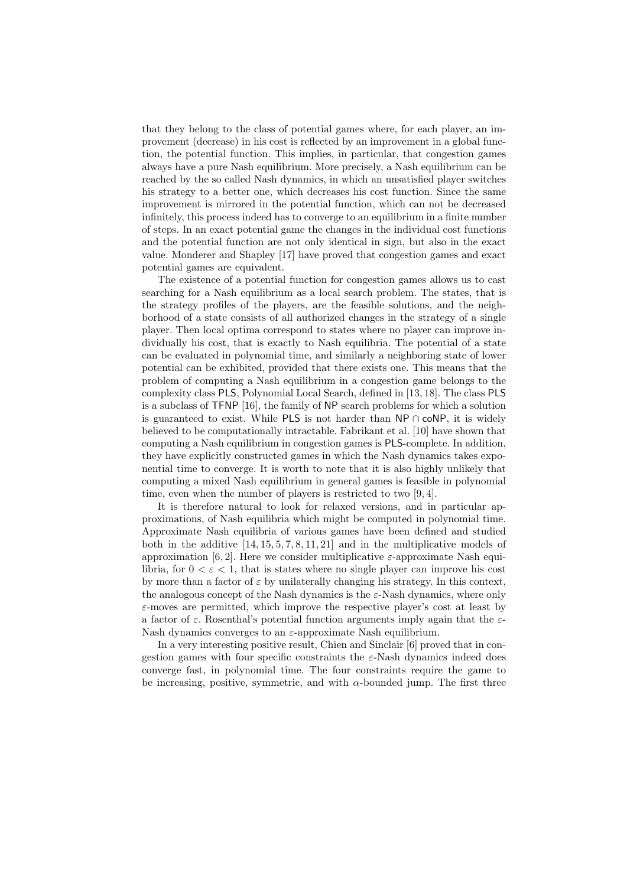that they belong to the class of potential games where, for each player, an improvement (decrease) in his cost is reflected by an improvement in a global function, the potential function. This implies, in particular, that congestion games always have a pure Nash equilibrium. More precisely, a Nash equilibrium can be reached by the so called Nash dynamics, in which an unsatisfied player switches his strategy to a better one, which decreases his cost function. Since the same improvement is mirrored in the potential function, which can not be decreased infinitely, this process indeed has to converge to an equilibrium in a finite number of steps. In an exact potential game the changes in the individual cost functions and the potential function are not only identical in sign, but also in the exact value. Monderer and Shapley [17] have proved that congestion games and exact potential games are equivalent.

The existence of a potential function for congestion games allows us to cast searching for a Nash equilibrium as a local search problem. The states, that is the strategy profiles of the players, are the feasible solutions, and the neighborhood of a state consists of all authorized changes in the strategy of a single player. Then local optima correspond to states where no player can improve individually his cost, that is exactly to Nash equilibria. The potential of a state can be evaluated in polynomial time, and similarly a neighboring state of lower potential can be exhibited, provided that there exists one. This means that the problem of computing a Nash equilibrium in a congestion game belongs to the complexity class PLS, Polynomial Local Search, defined in [13, 18]. The class PLS is a subclass of TFNP [16], the family of NP search problems for which a solution is guaranteed to exist. While PLS is not harder than NP $\cap$ coNP, it is widely believed to be computationally intractable. Fabrikant et al. [10] have shown that computing a Nash equilibrium in congestion games is PLS-complete. In addition, they have explicitly constructed games in which the Nash dynamics takes exponential time to converge. It is worth to note that it is also highly unlikely that computing a mixed Nash equilibrium in general games is feasible in polynomial time, even when the number of players is restricted to two [9, 4].

It is therefore natural to look for relaxed versions, and in particular approximations, of Nash equilibria which might be computed in polynomial time. Approximate Nash equilibria of various games have been defined and studied both in the additive [14, 15, 5, 7, 8, 11, 21] and in the multiplicative models of approximation [6, 2]. Here we consider multiplicative $\varepsilon$-approximate Nash equilibria, for $0 < \varepsilon < 1$, that is states where no single player can improve his cost by more than a factor of $\varepsilon$ by unilaterally changing his strategy. In this context, the analogous concept of the Nash dynamics is the $\varepsilon$-Nash dynamics, where only $\varepsilon$-moves are permitted, which improve the respective player's cost at least by a factor of $\varepsilon$. Rosenthal's potential function arguments imply again that the $\varepsilon$-Nash dynamics converges to an $\varepsilon$-approximate Nash equilibrium.

In a very interesting positive result, Chien and Sinclair [6] proved that in congestion games with four specific constraints the $\varepsilon$-Nash dynamics indeed does converge fast, in polynomial time. The four constraints require the game to be increasing, positive, symmetric, and with $\alpha$-bounded jump. The first three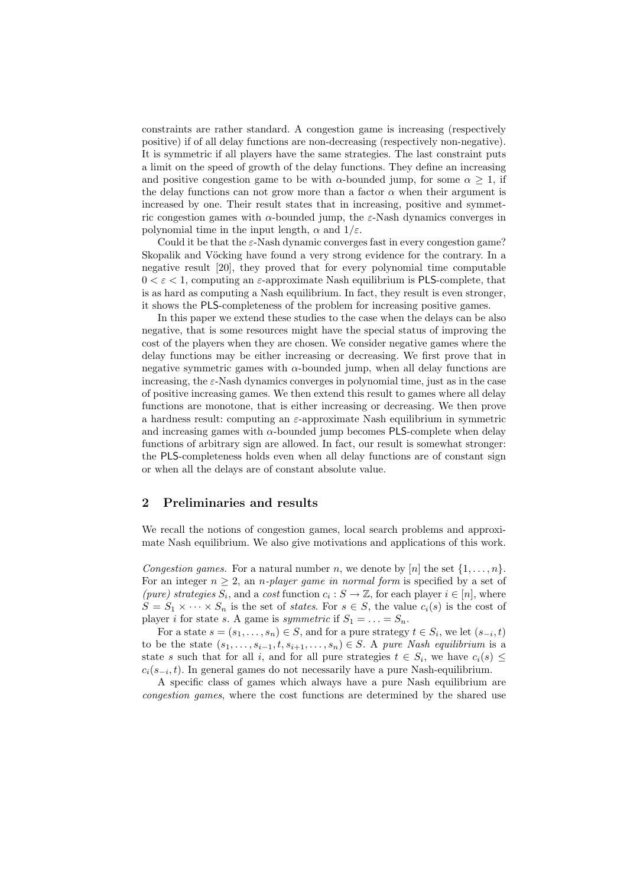constraints are rather standard. A congestion game is increasing (respectively positive) if of all delay functions are non-decreasing (respectively non-negative). It is symmetric if all players have the same strategies. The last constraint puts a limit on the speed of growth of the delay functions. They define an increasing and positive congestion game to be with $\alpha$-bounded jump, for some $\alpha \geq 1$, if the delay functions can not grow more than a factor $\alpha$ when their argument is increased by one. Their result states that in increasing, positive and symmetric congestion games with $\alpha$-bounded jump, the $\varepsilon$-Nash dynamics converges in polynomial time in the input length, $\alpha$ and $1/\varepsilon$.

Could it be that the $\varepsilon$-Nash dynamic converges fast in every congestion game? Skopalik and Vöcking have found a very strong evidence for the contrary. In a negative result [20], they proved that for every polynomial time computable $0 < \varepsilon < 1$, computing an $\varepsilon$-approximate Nash equilibrium is PLS-complete, that is as hard as computing a Nash equilibrium. In fact, they result is even stronger, it shows the PLS-completeness of the problem for increasing positive games.

In this paper we extend these studies to the case when the delays can be also negative, that is some resources might have the special status of improving the cost of the players when they are chosen. We consider negative games where the delay functions may be either increasing or decreasing. We first prove that in negative symmetric games with $\alpha$-bounded jump, when all delay functions are increasing, the $\varepsilon$-Nash dynamics converges in polynomial time, just as in the case of positive increasing games. We then extend this result to games where all delay functions are monotone, that is either increasing or decreasing. We then prove a hardness result: computing an $\varepsilon$-approximate Nash equilibrium in symmetric and increasing games with $\alpha$-bounded jump becomes PLS-complete when delay functions of arbitrary sign are allowed. In fact, our result is somewhat stronger: the PLS-completeness holds even when all delay functions are of constant sign or when all the delays are of constant absolute value.

## 2 Preliminaries and results

We recall the notions of congestion games, local search problems and approximate Nash equilibrium. We also give motivations and applications of this work.

*Congestion games.* For a natural number $n$, we denote by $[n]$ the set $\{1, \ldots, n\}$. For an integer $n \geq 2$, an *n-player game in normal form* is specified by a set of *(pure) strategies* $S_i$, and a *cost* function $c_i : S \to \mathbb{Z}$, for each player $i \in [n]$, where $S = S_1 \times \cdots \times S_n$ is the set of *states*. For $s \in S$, the value $c_i(s)$ is the cost of player $i$ for state $s$. A game is *symmetric* if $S_1 = \ldots = S_n$.

For a state $s = (s_1, \ldots, s_n) \in S$, and for a pure strategy $t \in S_i$, we let $(s_{-i}, t)$ to be the state $(s_1, \ldots, s_{i-1}, t, s_{i+1}, \ldots, s_n) \in S$. A *pure Nash equilibrium* is a state $s$ such that for all $i$, and for all pure strategies $t \in S_i$, we have $c_i(s) \leq c_i(s_{-i}, t)$. In general games do not necessarily have a pure Nash-equilibrium.

A specific class of games which always have a pure Nash equilibrium are *congestion games*, where the cost functions are determined by the shared use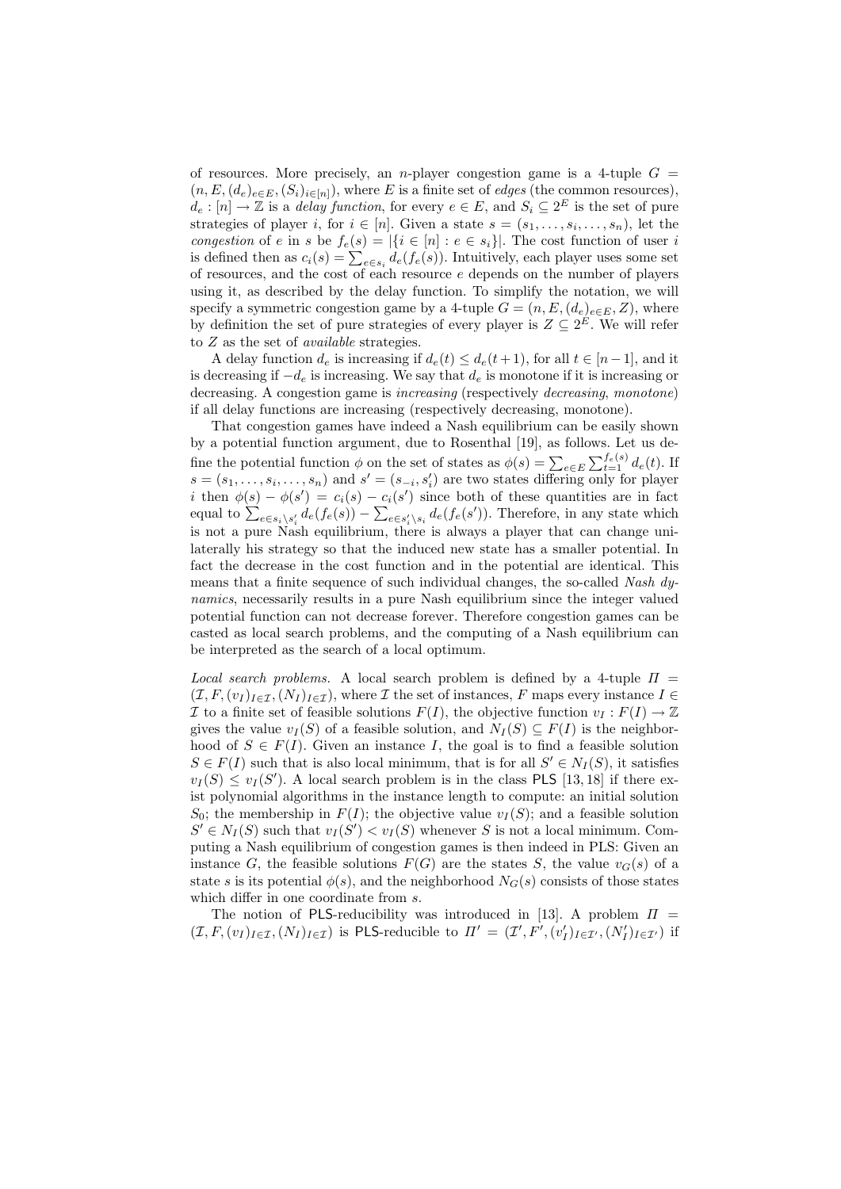of resources. More precisely, an $n$-player congestion game is a 4-tuple $G = (n, E, (d_e)_{e \in E}, (S_i)_{i \in [n]})$, where $E$ is a finite set of *edges* (the common resources), $d_e : [n] \to \mathbb{Z}$ is a *delay function*, for every $e \in E$, and $S_i \subseteq 2^E$ is the set of pure strategies of player $i$, for $i \in [n]$. Given a state $s = (s_1, \ldots, s_i, \ldots, s_n)$, let the *congestion* of $e$ in $s$ be $f_e(s) = |\{i \in [n] : e \in s_i\}|$. The cost function of user $i$ is defined then as $c_i(s) = \sum_{e \in s_i} d_e(f_e(s))$. Intuitively, each player uses some set of resources, and the cost of each resource $e$ depends on the number of players using it, as described by the delay function. To simplify the notation, we will specify a symmetric congestion game by a 4-tuple $G = (n, E, (d_e)_{e \in E}, Z)$, where by definition the set of pure strategies of every player is $Z \subseteq 2^E$. We will refer to $Z$ as the set of *available* strategies.

A delay function $d_e$ is increasing if $d_e(t) \leq d_e(t+1)$, for all $t \in [n-1]$, and it is decreasing if $-d_e$ is increasing. We say that $d_e$ is monotone if it is increasing or decreasing. A congestion game is *increasing* (respectively *decreasing*, *monotone*) if all delay functions are increasing (respectively decreasing, monotone).

That congestion games have indeed a Nash equilibrium can be easily shown by a potential function argument, due to Rosenthal [19], as follows. Let us define the potential function $\phi$ on the set of states as $\phi(s) = \sum_{e \in E} \sum_{t=1}^{f_e(s)} d_e(t)$. If $s = (s_1, \ldots, s_i, \ldots, s_n)$ and $s' = (s_{-i}, s'_i)$ are two states differing only for player $i$ then $\phi(s) - \phi(s') = c_i(s) - c_i(s')$ since both of these quantities are in fact equal to $\sum_{e \in s_i \setminus s'_i} d_e(f_e(s)) - \sum_{e \in s'_i \setminus s_i} d_e(f_e(s'))$. Therefore, in any state which is not a pure Nash equilibrium, there is always a player that can change unilaterally his strategy so that the induced new state has a smaller potential. In fact the decrease in the cost function and in the potential are identical. This means that a finite sequence of such individual changes, the so-called *Nash dynamics*, necessarily results in a pure Nash equilibrium since the integer valued potential function can not decrease forever. Therefore congestion games can be casted as local search problems, and the computing of a Nash equilibrium can be interpreted as the search of a local optimum.

*Local search problems.* A local search problem is defined by a 4-tuple $\Pi = (\mathcal{I}, F, (v_I)_{I \in \mathcal{I}}, (N_I)_{I \in \mathcal{I}})$, where $\mathcal{I}$ the set of instances, $F$ maps every instance $I \in \mathcal{I}$ to a finite set of feasible solutions $F(I)$, the objective function $v_I : F(I) \to \mathbb{Z}$ gives the value $v_I(S)$ of a feasible solution, and $N_I(S) \subseteq F(I)$ is the neighborhood of $S \in F(I)$. Given an instance $I$, the goal is to find a feasible solution $S \in F(I)$ such that is also local minimum, that is for all $S' \in N_I(S)$, it satisfies $v_I(S) \leq v_I(S')$. A local search problem is in the class PLS [13, 18] if there exist polynomial algorithms in the instance length to compute: an initial solution $S_0$; the membership in $F(I)$; the objective value $v_I(S)$; and a feasible solution $S' \in N_I(S)$ such that $v_I(S') < v_I(S)$ whenever $S$ is not a local minimum. Computing a Nash equilibrium of congestion games is then indeed in PLS: Given an instance $G$, the feasible solutions $F(G)$ are the states $S$, the value $v_G(s)$ of a state $s$ is its potential $\phi(s)$, and the neighborhood $N_G(s)$ consists of those states which differ in one coordinate from $s$.

The notion of PLS-reducibility was introduced in [13]. A problem $\Pi = (\mathcal{I}, F, (v_I)_{I \in \mathcal{I}}, (N_I)_{I \in \mathcal{I}})$ is PLS-reducible to $\Pi' = (\mathcal{I}', F', (v'_I)_{I \in \mathcal{I}'}, (N'_I)_{I \in \mathcal{I}'})$ if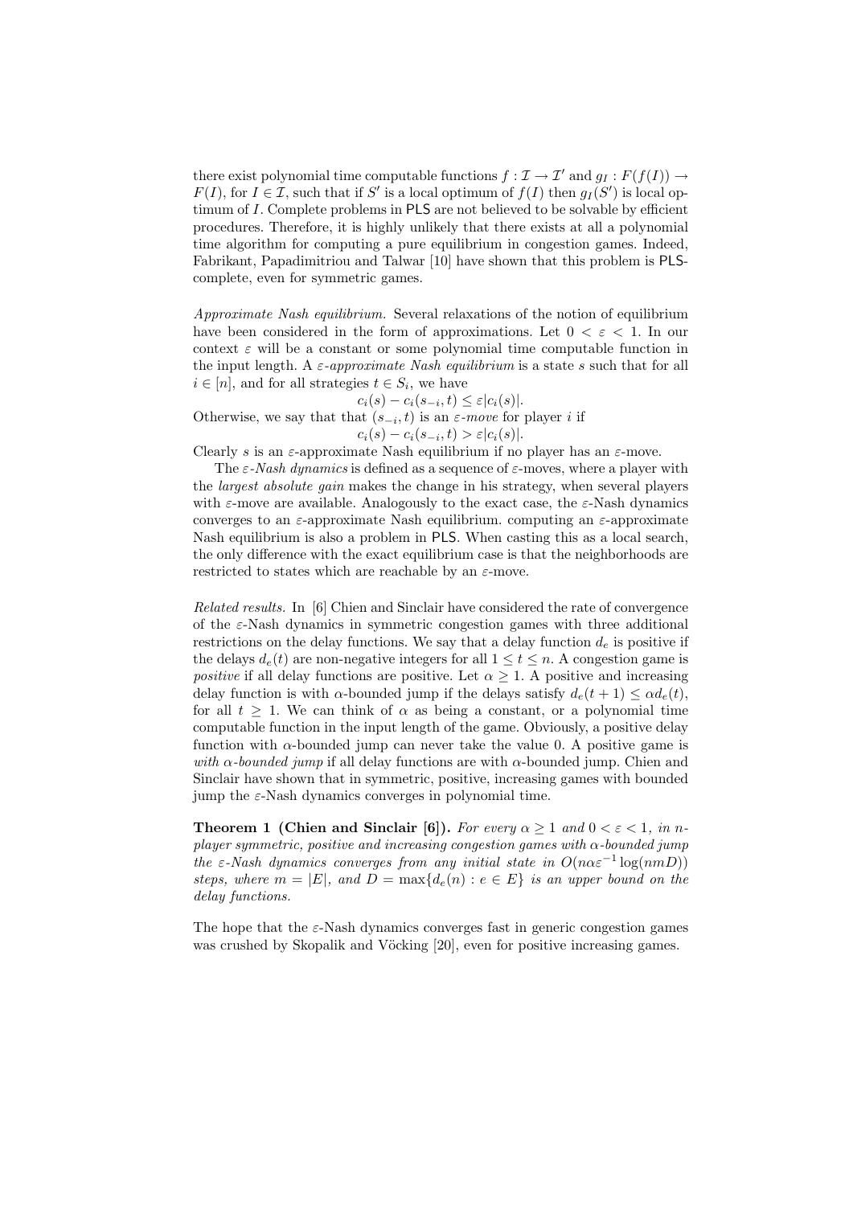there exist polynomial time computable functions $f : \mathcal{I} \to \mathcal{I}'$ and $g_I : F(f(I)) \to F(I)$, for $I \in \mathcal{I}$, such that if $S'$ is a local optimum of $f(I)$ then $g_I(S')$ is local optimum of $I$. Complete problems in PLS are not believed to be solvable by efficient procedures. Therefore, it is highly unlikely that there exists at all a polynomial time algorithm for computing a pure equilibrium in congestion games. Indeed, Fabrikant, Papadimitriou and Talwar [10] have shown that this problem is PLS-complete, even for symmetric games.

*Approximate Nash equilibrium.* Several relaxations of the notion of equilibrium have been considered in the form of approximations. Let $0 < \varepsilon < 1$. In our context $\varepsilon$ will be a constant or some polynomial time computable function in the input length. A *$\varepsilon$-approximate Nash equilibrium* is a state $s$ such that for all $i \in [n]$, and for all strategies $t \in S_i$, we have

$$c_i(s) - c_i(s_{-i}, t) \leq \varepsilon |c_i(s)|.$$

Otherwise, we say that that $(s_{-i}, t)$ is an *$\varepsilon$-move* for player $i$ if

$$c_i(s) - c_i(s_{-i}, t) > \varepsilon |c_i(s)|.$$

Clearly $s$ is an $\varepsilon$-approximate Nash equilibrium if no player has an $\varepsilon$-move.

The *$\varepsilon$-Nash dynamics* is defined as a sequence of $\varepsilon$-moves, where a player with the *largest absolute gain* makes the change in his strategy, when several players with $\varepsilon$-move are available. Analogously to the exact case, the $\varepsilon$-Nash dynamics converges to an $\varepsilon$-approximate Nash equilibrium. computing an $\varepsilon$-approximate Nash equilibrium is also a problem in PLS. When casting this as a local search, the only difference with the exact equilibrium case is that the neighborhoods are restricted to states which are reachable by an $\varepsilon$-move.

*Related results.* In [6] Chien and Sinclair have considered the rate of convergence of the $\varepsilon$-Nash dynamics in symmetric congestion games with three additional restrictions on the delay functions. We say that a delay function $d_e$ is positive if the delays $d_e(t)$ are non-negative integers for all $1 \leq t \leq n$. A congestion game is *positive* if all delay functions are positive. Let $\alpha \geq 1$. A positive and increasing delay function is with $\alpha$-bounded jump if the delays satisfy $d_e(t + 1) \leq \alpha d_e(t)$, for all $t \geq 1$. We can think of $\alpha$ as being a constant, or a polynomial time computable function in the input length of the game. Obviously, a positive delay function with $\alpha$-bounded jump can never take the value 0. A positive game is *with $\alpha$-bounded jump* if all delay functions are with $\alpha$-bounded jump. Chien and Sinclair have shown that in symmetric, positive, increasing games with bounded jump the $\varepsilon$-Nash dynamics converges in polynomial time.

**Theorem 1 (Chien and Sinclair [6]).** *For every $\alpha \geq 1$ and $0 < \varepsilon < 1$, in $n$-player symmetric, positive and increasing congestion games with $\alpha$-bounded jump the $\varepsilon$-Nash dynamics converges from any initial state in $O(n\alpha\varepsilon^{-1} \log(nmD))$ steps, where $m = |E|$, and $D = \max\{d_e(n) : e \in E\}$ is an upper bound on the delay functions.*

The hope that the $\varepsilon$-Nash dynamics converges fast in generic congestion games was crushed by Skopalik and Vöcking [20], even for positive increasing games.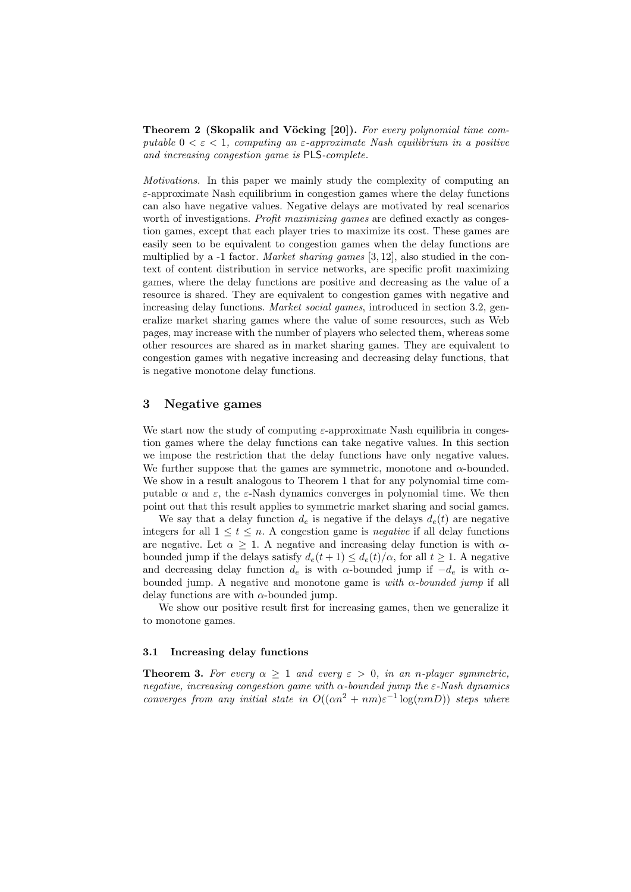**Theorem 2 (Skopalik and Vöcking [20]).** *For every polynomial time computable $0 < \varepsilon < 1$, computing an $\varepsilon$-approximate Nash equilibrium in a positive and increasing congestion game is* PLS*-complete.*

*Motivations.* In this paper we mainly study the complexity of computing an $\varepsilon$-approximate Nash equilibrium in congestion games where the delay functions can also have negative values. Negative delays are motivated by real scenarios worth of investigations. *Profit maximizing games* are defined exactly as congestion games, except that each player tries to maximize its cost. These games are easily seen to be equivalent to congestion games when the delay functions are multiplied by a -1 factor. *Market sharing games* [3, 12], also studied in the context of content distribution in service networks, are specific profit maximizing games, where the delay functions are positive and decreasing as the value of a resource is shared. They are equivalent to congestion games with negative and increasing delay functions. *Market social games*, introduced in section 3.2, generalize market sharing games where the value of some resources, such as Web pages, may increase with the number of players who selected them, whereas some other resources are shared as in market sharing games. They are equivalent to congestion games with negative increasing and decreasing delay functions, that is negative monotone delay functions.

## 3 Negative games

We start now the study of computing $\varepsilon$-approximate Nash equilibria in congestion games where the delay functions can take negative values. In this section we impose the restriction that the delay functions have only negative values. We further suppose that the games are symmetric, monotone and $\alpha$-bounded. We show in a result analogous to Theorem 1 that for any polynomial time computable $\alpha$ and $\varepsilon$, the $\varepsilon$-Nash dynamics converges in polynomial time. We then point out that this result applies to symmetric market sharing and social games.

We say that a delay function $d_e$ is negative if the delays $d_e(t)$ are negative integers for all $1 \leq t \leq n$. A congestion game is *negative* if all delay functions are negative. Let $\alpha \geq 1$. A negative and increasing delay function is with $\alpha$-bounded jump if the delays satisfy $d_e(t+1) \leq d_e(t)/\alpha$, for all $t \geq 1$. A negative and decreasing delay function $d_e$ is with $\alpha$-bounded jump if $-d_e$ is with $\alpha$-bounded jump. A negative and monotone game is *with $\alpha$-bounded jump* if all delay functions are with $\alpha$-bounded jump.

We show our positive result first for increasing games, then we generalize it to monotone games.

### 3.1 Increasing delay functions

**Theorem 3.** *For every $\alpha \geq 1$ and every $\varepsilon > 0$, in an $n$-player symmetric, negative, increasing congestion game with $\alpha$-bounded jump the $\varepsilon$-Nash dynamics converges from any initial state in $O((\alpha n^2 + nm)\varepsilon^{-1} \log(nmD))$ steps where*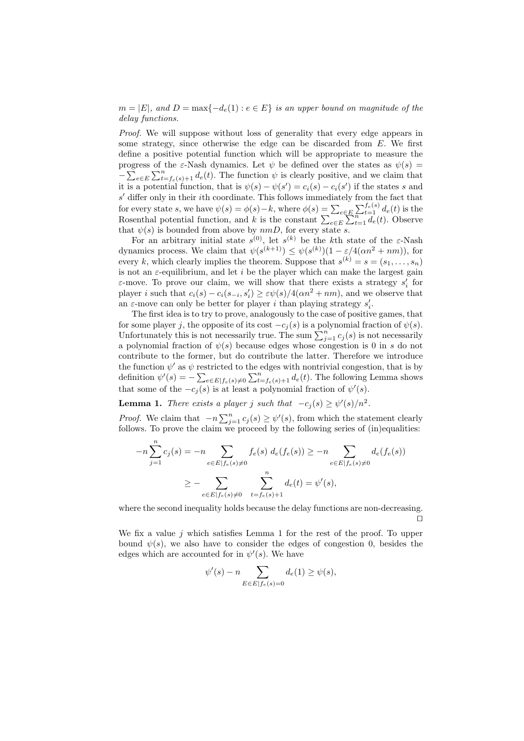$m = |E|$, *and* $D = \max\{-d_e(1) : e \in E\}$ *is an upper bound on magnitude of the delay functions.*

*Proof.* We will suppose without loss of generality that every edge appears in some strategy, since otherwise the edge can be discarded from $E$. We first define a positive potential function which will be appropriate to measure the progress of the $\varepsilon$-Nash dynamics. Let $\psi$ be defined over the states as $\psi(s) = -\sum_{e \in E} \sum_{t=f_e(s)+1}^{n} d_e(t)$. The function $\psi$ is clearly positive, and we claim that it is a potential function, that is $\psi(s) - \psi(s') = c_i(s) - c_i(s')$ if the states $s$ and $s'$ differ only in their $i$th coordinate. This follows immediately from the fact that for every state $s$, we have $\psi(s) = \phi(s) - k$, where $\phi(s) = \sum_{e \in E} \sum_{t=1}^{f_e(s)} d_e(t)$ is the Rosenthal potential function, and $k$ is the constant $\sum_{e \in E} \sum_{t=1}^{n} d_e(t)$. Observe that $\psi(s)$ is bounded from above by $nmD$, for every state $s$.

For an arbitrary initial state $s^{(0)}$, let $s^{(k)}$ be the $k$th state of the $\varepsilon$-Nash dynamics process. We claim that $\psi(s^{(k+1)}) \leq \psi(s^{(k)})(1 - \varepsilon/4(\alpha n^2 + nm))$, for every $k$, which clearly implies the theorem. Suppose that $s^{(k)} = s = (s_1, \ldots, s_n)$ is not an $\varepsilon$-equilibrium, and let $i$ be the player which can make the largest gain $\varepsilon$-move. To prove our claim, we will show that there exists a strategy $s'_i$ for player $i$ such that $c_i(s) - c_i(s_{-i}, s'_i) \geq \varepsilon \psi(s)/4(\alpha n^2 + nm)$, and we observe that an $\varepsilon$-move can only be better for player $i$ than playing strategy $s'_i$.

The first idea is to try to prove, analogously to the case of positive games, that for some player $j$, the opposite of its cost $-c_j(s)$ is a polynomial fraction of $\psi(s)$. Unfortunately this is not necessarily true. The sum $\sum_{j=1}^{n} c_j(s)$ is not necessarily a polynomial fraction of $\psi(s)$ because edges whose congestion is 0 in $s$ do not contribute to the former, but do contribute the latter. Therefore we introduce the function $\psi'$ as $\psi$ restricted to the edges with nontrivial congestion, that is by definition $\psi'(s) = -\sum_{e \in E | f_e(s) \neq 0} \sum_{t=f_e(s)+1}^{n} d_e(t)$. The following Lemma shows that some of the $-c_j(s)$ is at least a polynomial fraction of $\psi'(s)$.

**Lemma 1.** *There exists a player* $j$ *such that* $-c_j(s) \geq \psi'(s)/n^2$.

*Proof.* We claim that $-n \sum_{j=1}^{n} c_j(s) \geq \psi'(s)$, from which the statement clearly follows. To prove the claim we proceed by the following series of (in)equalities:

$$
\begin{aligned}
-n \sum_{j=1}^{n} c_j(s) &= -n \sum_{e \in E | f_e(s) \neq 0} f_e(s)\ d_e(f_e(s)) \geq -n \sum_{e \in E | f_e(s) \neq 0} d_e(f_e(s)) \\
&\geq - \sum_{e \in E | f_e(s) \neq 0} \ \sum_{t=f_e(s)+1}^{n} d_e(t) = \psi'(s),
\end{aligned}
$$

where the second inequality holds because the delay functions are non-decreasing. □

We fix a value $j$ which satisfies Lemma 1 for the rest of the proof. To upper bound $\psi(s)$, we also have to consider the edges of congestion 0, besides the edges which are accounted for in $\psi'(s)$. We have

$$
\psi'(s) - n \sum_{E \in E | f_e(s) = 0} d_e(1) \geq \psi(s),
$$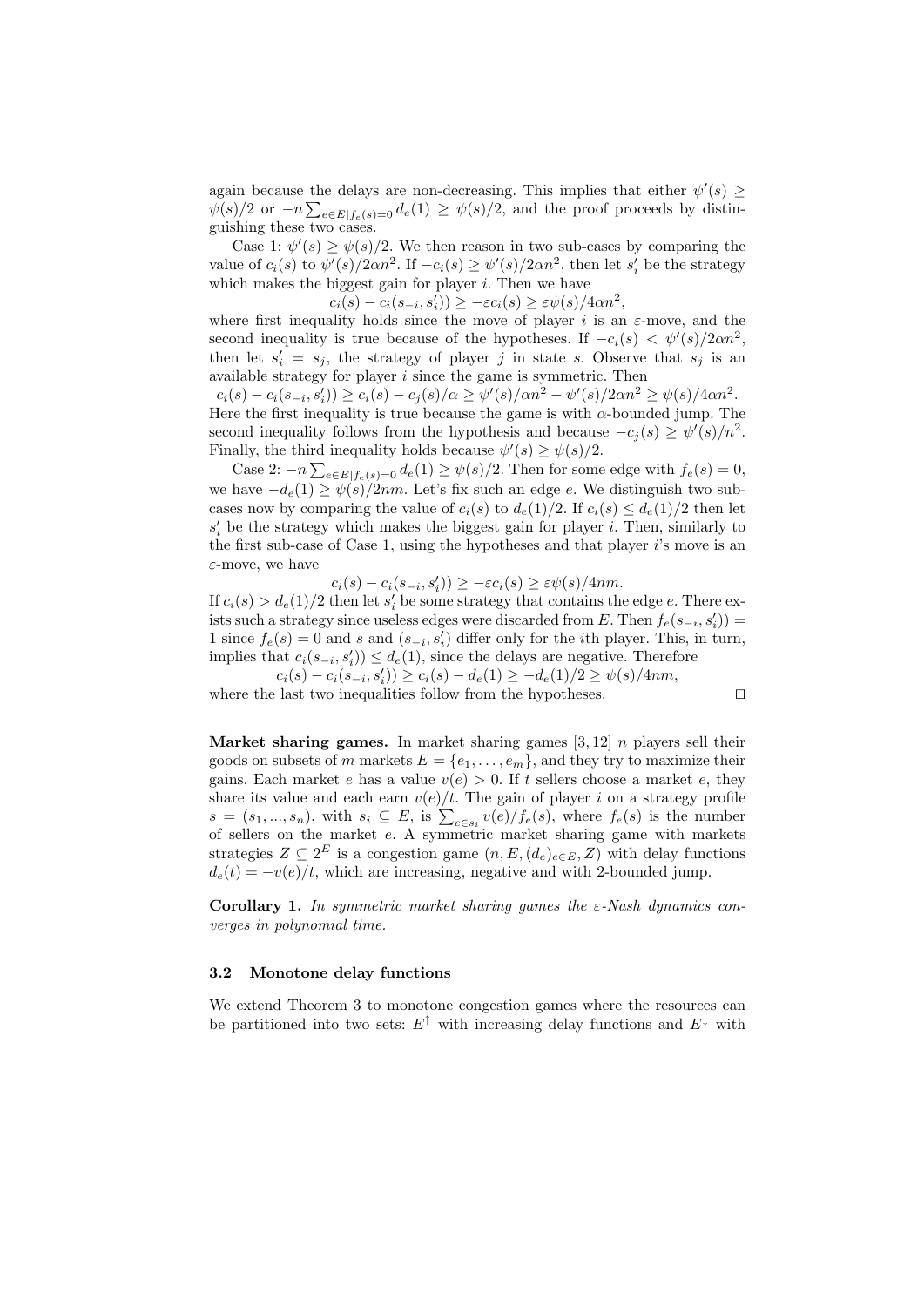again because the delays are non-decreasing. This implies that either $\psi'(s) \geq \psi(s)/2$ or $-n\sum_{e \in E | f_e(s)=0} d_e(1) \geq \psi(s)/2$, and the proof proceeds by distinguishing these two cases.

Case 1: $\psi'(s) \geq \psi(s)/2$. We then reason in two sub-cases by comparing the value of $c_i(s)$ to $\psi'(s)/2\alpha n^2$. If $-c_i(s) \geq \psi'(s)/2\alpha n^2$, then let $s'_i$ be the strategy which makes the biggest gain for player $i$. Then we have

$$c_i(s) - c_i(s_{-i}, s'_i)) \geq -\varepsilon c_i(s) \geq \varepsilon \psi(s)/4\alpha n^2,$$

where first inequality holds since the move of player $i$ is an $\varepsilon$-move, and the second inequality is true because of the hypotheses. If $-c_i(s) < \psi'(s)/2\alpha n^2$, then let $s'_i = s_j$, the strategy of player $j$ in state $s$. Observe that $s_j$ is an available strategy for player $i$ since the game is symmetric. Then

$$c_i(s) - c_i(s_{-i}, s'_i)) \geq c_i(s) - c_j(s)/\alpha \geq \psi'(s)/\alpha n^2 - \psi'(s)/2\alpha n^2 \geq \psi(s)/4\alpha n^2.$$

Here the first inequality is true because the game is with $\alpha$-bounded jump. The second inequality follows from the hypothesis and because $-c_j(s) \geq \psi'(s)/n^2$. Finally, the third inequality holds because $\psi'(s) \geq \psi(s)/2$.

Case 2: $-n\sum_{e \in E | f_e(s)=0} d_e(1) \geq \psi(s)/2$. Then for some edge with $f_e(s) = 0$, we have $-d_e(1) \geq \psi(s)/2nm$. Let's fix such an edge $e$. We distinguish two sub-cases now by comparing the value of $c_i(s)$ to $d_e(1)/2$. If $c_i(s) \leq d_e(1)/2$ then let $s'_i$ be the strategy which makes the biggest gain for player $i$. Then, similarly to the first sub-case of Case 1, using the hypotheses and that player $i$'s move is an $\varepsilon$-move, we have

$$c_i(s) - c_i(s_{-i}, s'_i)) \geq -\varepsilon c_i(s) \geq \varepsilon \psi(s)/4nm.$$

If $c_i(s) > d_e(1)/2$ then let $s'_i$ be some strategy that contains the edge $e$. There exists such a strategy since useless edges were discarded from $E$. Then $f_e(s_{-i}, s'_i)) = 1$ since $f_e(s) = 0$ and $s$ and $(s_{-i}, s'_i)$ differ only for the $i$th player. This, in turn, implies that $c_i(s_{-i}, s'_i)) \leq d_e(1)$, since the delays are negative. Therefore

$$c_i(s) - c_i(s_{-i}, s'_i)) \geq c_i(s) - d_e(1) \geq -d_e(1)/2 \geq \psi(s)/4nm,$$

where the last two inequalities follow from the hypotheses. $\square$

**Market sharing games.** In market sharing games [3, 12] $n$ players sell their goods on subsets of $m$ markets $E = \{e_1, \ldots, e_m\}$, and they try to maximize their gains. Each market $e$ has a value $v(e) > 0$. If $t$ sellers choose a market $e$, they share its value and each earn $v(e)/t$. The gain of player $i$ on a strategy profile $s = (s_1, ..., s_n)$, with $s_i \subseteq E$, is $\sum_{e \in s_i} v(e)/f_e(s)$, where $f_e(s)$ is the number of sellers on the market $e$. A symmetric market sharing game with markets strategies $Z \subseteq 2^E$ is a congestion game $(n, E, (d_e)_{e \in E}, Z)$ with delay functions $d_e(t) = -v(e)/t$, which are increasing, negative and with 2-bounded jump.

**Corollary 1.** *In symmetric market sharing games the $\varepsilon$-Nash dynamics converges in polynomial time.*

### 3.2 Monotone delay functions

We extend Theorem 3 to monotone congestion games where the resources can be partitioned into two sets: $E^{\uparrow}$ with increasing delay functions and $E^{\downarrow}$ with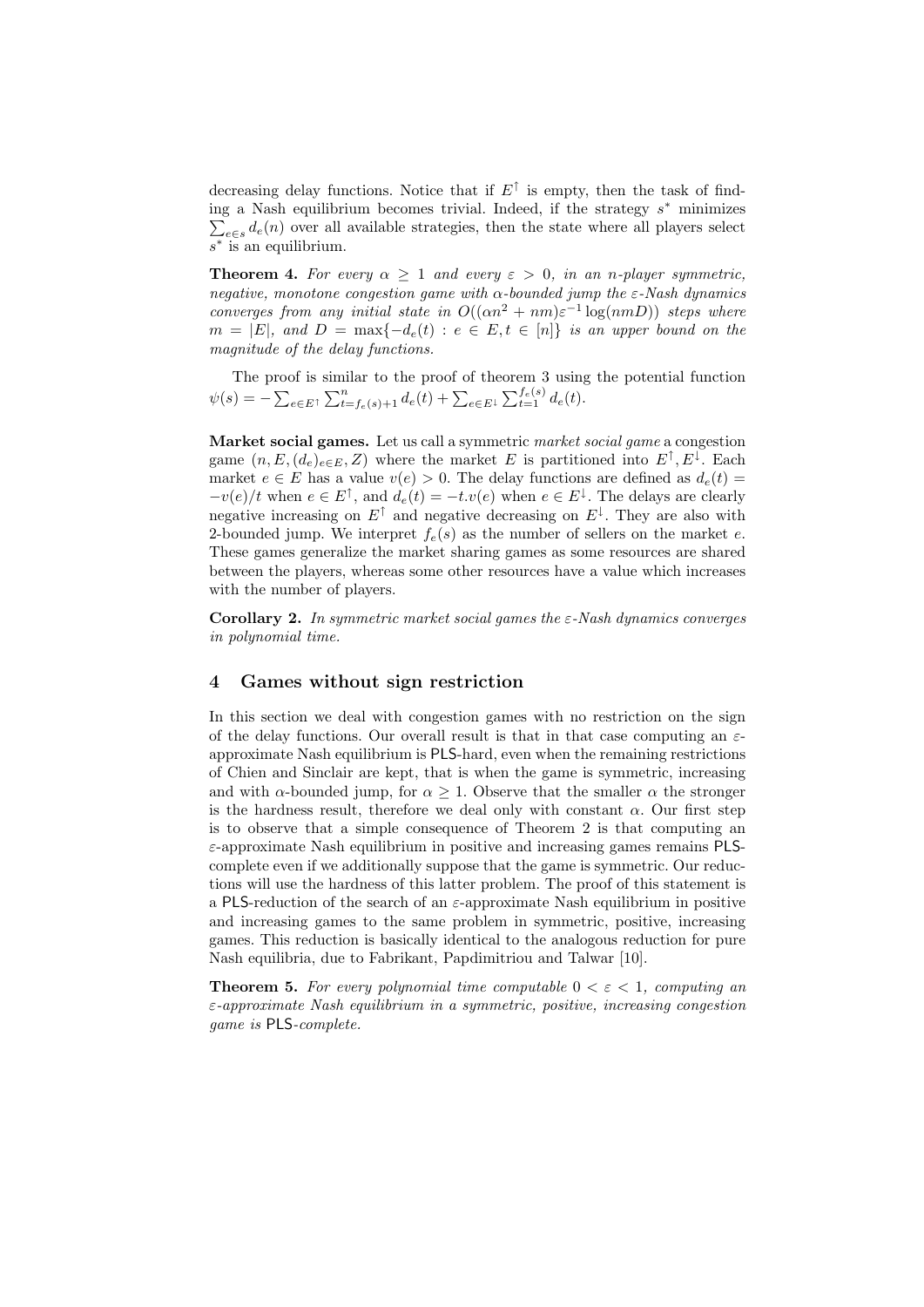decreasing delay functions. Notice that if $E^{\uparrow}$ is empty, then the task of finding a Nash equilibrium becomes trivial. Indeed, if the strategy $s^*$ minimizes $\sum_{e \in s} d_e(n)$ over all available strategies, then the state where all players select $s^*$ is an equilibrium.

**Theorem 4.** *For every $\alpha \geq 1$ and every $\varepsilon > 0$, in an $n$-player symmetric, negative, monotone congestion game with $\alpha$-bounded jump the $\varepsilon$-Nash dynamics converges from any initial state in $O((\alpha n^2 + nm)\varepsilon^{-1} \log(nmD))$ steps where $m = |E|$, and $D = \max\{-d_e(t) : e \in E, t \in [n]\}$ is an upper bound on the magnitude of the delay functions.*

The proof is similar to the proof of theorem 3 using the potential function $\psi(s) = -\sum_{e \in E^{\uparrow}} \sum_{t=f_e(s)+1}^{n} d_e(t) + \sum_{e \in E^{\downarrow}} \sum_{t=1}^{f_e(s)} d_e(t)$.

**Market social games.** Let us call a symmetric *market social game* a congestion game $(n, E, (d_e)_{e \in E}, Z)$ where the market $E$ is partitioned into $E^{\uparrow}, E^{\downarrow}$. Each market $e \in E$ has a value $v(e) > 0$. The delay functions are defined as $d_e(t) = -v(e)/t$ when $e \in E^{\uparrow}$, and $d_e(t) = -t.v(e)$ when $e \in E^{\downarrow}$. The delays are clearly negative increasing on $E^{\uparrow}$ and negative decreasing on $E^{\downarrow}$. They are also with 2-bounded jump. We interpret $f_e(s)$ as the number of sellers on the market $e$. These games generalize the market sharing games as some resources are shared between the players, whereas some other resources have a value which increases with the number of players.

**Corollary 2.** *In symmetric market social games the $\varepsilon$-Nash dynamics converges in polynomial time.*

## 4 Games without sign restriction

In this section we deal with congestion games with no restriction on the sign of the delay functions. Our overall result is that in that case computing an $\varepsilon$-approximate Nash equilibrium is PLS-hard, even when the remaining restrictions of Chien and Sinclair are kept, that is when the game is symmetric, increasing and with $\alpha$-bounded jump, for $\alpha \geq 1$. Observe that the smaller $\alpha$ the stronger is the hardness result, therefore we deal only with constant $\alpha$. Our first step is to observe that a simple consequence of Theorem 2 is that computing an $\varepsilon$-approximate Nash equilibrium in positive and increasing games remains PLS-complete even if we additionally suppose that the game is symmetric. Our reductions will use the hardness of this latter problem. The proof of this statement is a PLS-reduction of the search of an $\varepsilon$-approximate Nash equilibrium in positive and increasing games to the same problem in symmetric, positive, increasing games. This reduction is basically identical to the analogous reduction for pure Nash equilibria, due to Fabrikant, Papdimitriou and Talwar [10].

**Theorem 5.** *For every polynomial time computable $0 < \varepsilon < 1$, computing an $\varepsilon$-approximate Nash equilibrium in a symmetric, positive, increasing congestion game is PLS-complete.*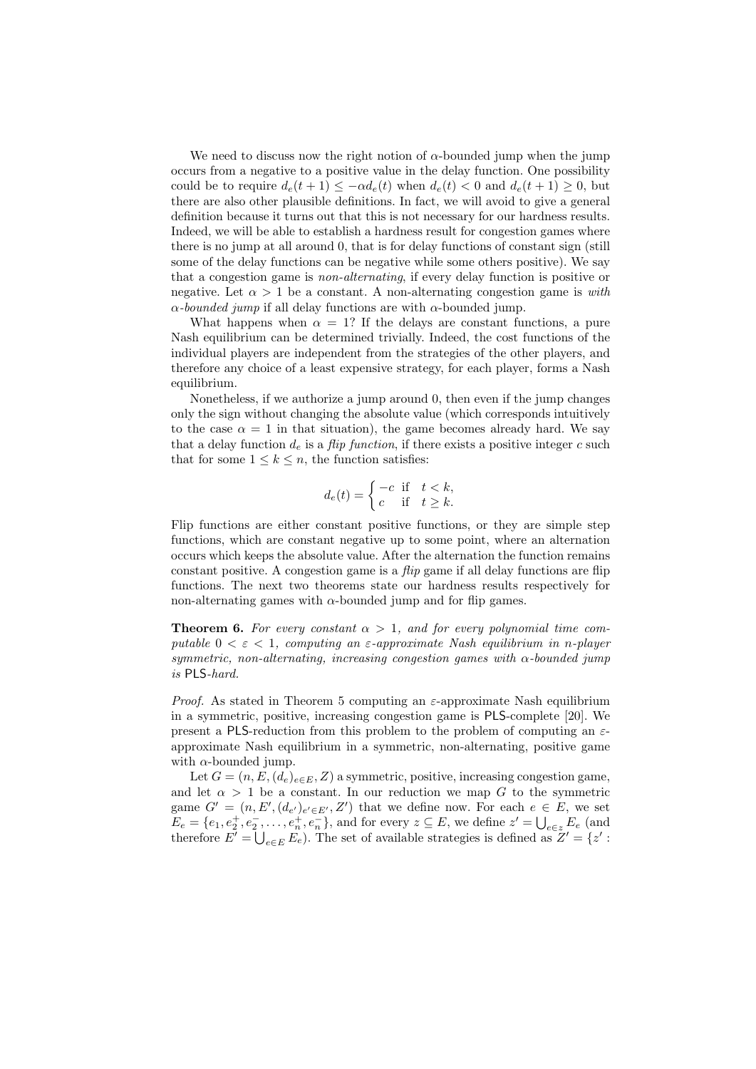We need to discuss now the right notion of $\alpha$-bounded jump when the jump occurs from a negative to a positive value in the delay function. One possibility could be to require $d_e(t+1) \leq -\alpha d_e(t)$ when $d_e(t) < 0$ and $d_e(t+1) \geq 0$, but there are also other plausible definitions. In fact, we will avoid to give a general definition because it turns out that this is not necessary for our hardness results. Indeed, we will be able to establish a hardness result for congestion games where there is no jump at all around 0, that is for delay functions of constant sign (still some of the delay functions can be negative while some others positive). We say that a congestion game is *non-alternating*, if every delay function is positive or negative. Let $\alpha > 1$ be a constant. A non-alternating congestion game is *with $\alpha$-bounded jump* if all delay functions are with $\alpha$-bounded jump.

What happens when $\alpha = 1$? If the delays are constant functions, a pure Nash equilibrium can be determined trivially. Indeed, the cost functions of the individual players are independent from the strategies of the other players, and therefore any choice of a least expensive strategy, for each player, forms a Nash equilibrium.

Nonetheless, if we authorize a jump around 0, then even if the jump changes only the sign without changing the absolute value (which corresponds intuitively to the case $\alpha = 1$ in that situation), the game becomes already hard. We say that a delay function $d_e$ is a *flip function*, if there exists a positive integer $c$ such that for some $1 \leq k \leq n$, the function satisfies:

$$d_e(t) = \begin{cases} -c & \text{if} \quad t < k, \\ c & \text{if} \quad t \geq k. \end{cases}$$

Flip functions are either constant positive functions, or they are simple step functions, which are constant negative up to some point, where an alternation occurs which keeps the absolute value. After the alternation the function remains constant positive. A congestion game is a *flip* game if all delay functions are flip functions. The next two theorems state our hardness results respectively for non-alternating games with $\alpha$-bounded jump and for flip games.

**Theorem 6.** *For every constant $\alpha > 1$, and for every polynomial time computable $0 < \varepsilon < 1$, computing an $\varepsilon$-approximate Nash equilibrium in $n$-player symmetric, non-alternating, increasing congestion games with $\alpha$-bounded jump is* PLS*-hard.*

*Proof.* As stated in Theorem 5 computing an $\varepsilon$-approximate Nash equilibrium in a symmetric, positive, increasing congestion game is PLS-complete [20]. We present a PLS-reduction from this problem to the problem of computing an $\varepsilon$-approximate Nash equilibrium in a symmetric, non-alternating, positive game with $\alpha$-bounded jump.

Let $G = (n, E, (d_e)_{e \in E}, Z)$ a symmetric, positive, increasing congestion game, and let $\alpha > 1$ be a constant. In our reduction we map $G$ to the symmetric game $G' = (n, E', (d_{e'})_{e' \in E'}, Z')$ that we define now. For each $e \in E$, we set $E_e = \{e_1, e_2^+, e_2^-, \ldots, e_n^+, e_n^-\}$, and for every $z \subseteq E$, we define $z' = \bigcup_{e \in z} E_e$ (and therefore $E' = \bigcup_{e \in E} E_e$). The set of available strategies is defined as $Z' = \{z' :$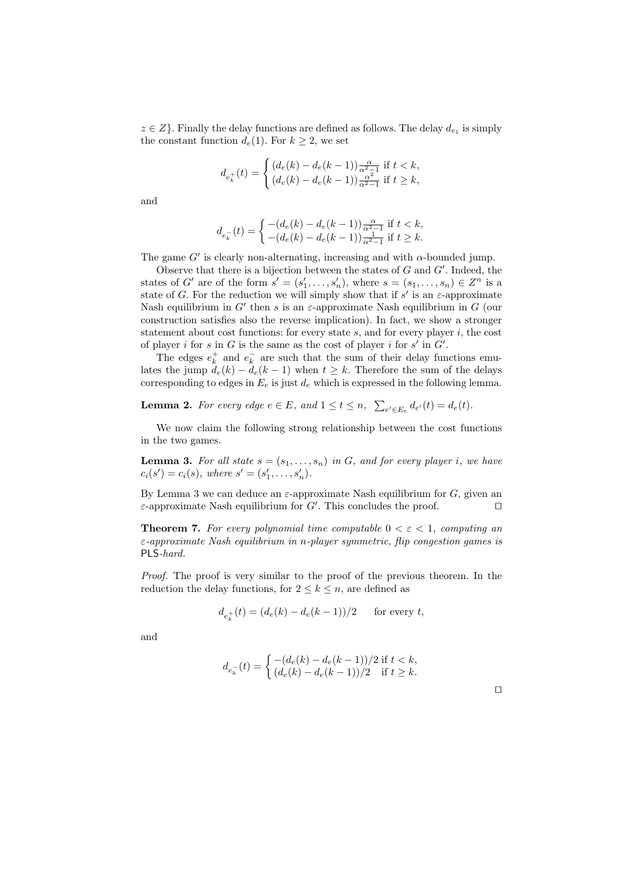$z \in Z\}$. Finally the delay functions are defined as follows. The delay $d_{e_1}$ is simply the constant function $d_e(1)$. For $k \geq 2$, we set

$$d_{e_k^+}(t) = \begin{cases} (d_e(k) - d_e(k-1))\frac{\alpha}{\alpha^2-1} \text{ if } t < k, \\ (d_e(k) - d_e(k-1))\frac{\alpha^2}{\alpha^2-1} \text{ if } t \geq k, \end{cases}$$

and

$$d_{e_k^-}(t) = \begin{cases} -(d_e(k) - d_e(k-1))\frac{\alpha}{\alpha^2-1} \text{ if } t < k, \\ -(d_e(k) - d_e(k-1))\frac{1}{\alpha^2-1} \text{ if } t \geq k. \end{cases}$$

The game $G'$ is clearly non-alternating, increasing and with $\alpha$-bounded jump.

Observe that there is a bijection between the states of $G$ and $G'$. Indeed, the states of $G'$ are of the form $s' = (s'_1, \ldots, s'_n)$, where $s = (s_1, \ldots, s_n) \in Z^n$ is a state of $G$. For the reduction we will simply show that if $s'$ is an $\varepsilon$-approximate Nash equilibrium in $G'$ then $s$ is an $\varepsilon$-approximate Nash equilibrium in $G$ (our construction satisfies also the reverse implication). In fact, we show a stronger statement about cost functions: for every state $s$, and for every player $i$, the cost of player $i$ for $s$ in $G$ is the same as the cost of player $i$ for $s'$ in $G'$.

The edges $e_k^+$ and $e_k^-$ are such that the sum of their delay functions emulates the jump $d_e(k) - d_e(k-1)$ when $t \geq k$. Therefore the sum of the delays corresponding to edges in $E_e$ is just $d_e$ which is expressed in the following lemma.

**Lemma 2.** *For every edge $e \in E$, and $1 \leq t \leq n$, $\sum_{e' \in E_e} d_{e'}(t) = d_e(t)$.*

We now claim the following strong relationship between the cost functions in the two games.

**Lemma 3.** *For all state $s = (s_1, \ldots, s_n)$ in $G$, and for every player $i$, we have $c_i(s') = c_i(s)$, where $s' = (s'_1, \ldots, s'_n)$.*

By Lemma 3 we can deduce an $\varepsilon$-approximate Nash equilibrium for $G$, given an $\varepsilon$-approximate Nash equilibrium for $G'$. This concludes the proof. ☐

**Theorem 7.** *For every polynomial time computable $0 < \varepsilon < 1$, computing an $\varepsilon$-approximate Nash equilibrium in $n$-player symmetric, flip congestion games is* PLS*-hard.*

*Proof.* The proof is very similar to the proof of the previous theorem. In the reduction the delay functions, for $2 \leq k \leq n$, are defined as

$$d_{e_k^+}(t) = (d_e(k) - d_e(k-1))/2 \qquad \text{for every } t,$$

and

$$d_{e_k^-}(t) = \begin{cases} -(d_e(k) - d_e(k-1))/2 \text{ if } t < k, \\ (d_e(k) - d_e(k-1))/2 \quad \text{if } t \geq k. \end{cases}$$

☐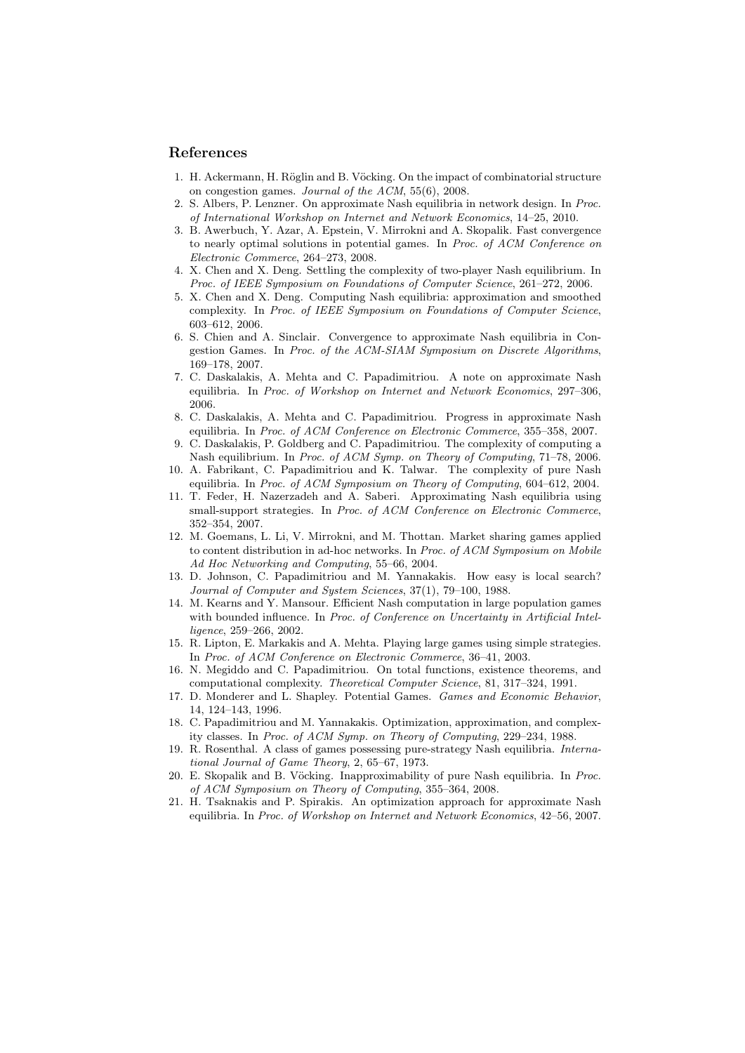## References

1. H. Ackermann, H. Röglin and B. Vöcking. On the impact of combinatorial structure on congestion games. *Journal of the ACM*, 55(6), 2008.
2. S. Albers, P. Lenzner. On approximate Nash equilibria in network design. In *Proc. of International Workshop on Internet and Network Economics*, 14–25, 2010.
3. B. Awerbuch, Y. Azar, A. Epstein, V. Mirrokni and A. Skopalik. Fast convergence to nearly optimal solutions in potential games. In *Proc. of ACM Conference on Electronic Commerce*, 264–273, 2008.
4. X. Chen and X. Deng. Settling the complexity of two-player Nash equilibrium. In *Proc. of IEEE Symposium on Foundations of Computer Science*, 261–272, 2006.
5. X. Chen and X. Deng. Computing Nash equilibria: approximation and smoothed complexity. In *Proc. of IEEE Symposium on Foundations of Computer Science*, 603–612, 2006.
6. S. Chien and A. Sinclair. Convergence to approximate Nash equilibria in Congestion Games. In *Proc. of the ACM-SIAM Symposium on Discrete Algorithms*, 169–178, 2007.
7. C. Daskalakis, A. Mehta and C. Papadimitriou. A note on approximate Nash equilibria. In *Proc. of Workshop on Internet and Network Economics*, 297–306, 2006.
8. C. Daskalakis, A. Mehta and C. Papadimitriou. Progress in approximate Nash equilibria. In *Proc. of ACM Conference on Electronic Commerce*, 355–358, 2007.
9. C. Daskalakis, P. Goldberg and C. Papadimitriou. The complexity of computing a Nash equilibrium. In *Proc. of ACM Symp. on Theory of Computing*, 71–78, 2006.
10. A. Fabrikant, C. Papadimitriou and K. Talwar. The complexity of pure Nash equilibria. In *Proc. of ACM Symposium on Theory of Computing*, 604–612, 2004.
11. T. Feder, H. Nazerzadeh and A. Saberi. Approximating Nash equilibria using small-support strategies. In *Proc. of ACM Conference on Electronic Commerce*, 352–354, 2007.
12. M. Goemans, L. Li, V. Mirrokni, and M. Thottan. Market sharing games applied to content distribution in ad-hoc networks. In *Proc. of ACM Symposium on Mobile Ad Hoc Networking and Computing*, 55–66, 2004.
13. D. Johnson, C. Papadimitriou and M. Yannakakis. How easy is local search? *Journal of Computer and System Sciences*, 37(1), 79–100, 1988.
14. M. Kearns and Y. Mansour. Efficient Nash computation in large population games with bounded influence. In *Proc. of Conference on Uncertainty in Artificial Intelligence*, 259–266, 2002.
15. R. Lipton, E. Markakis and A. Mehta. Playing large games using simple strategies. In *Proc. of ACM Conference on Electronic Commerce*, 36–41, 2003.
16. N. Megiddo and C. Papadimitriou. On total functions, existence theorems, and computational complexity. *Theoretical Computer Science*, 81, 317–324, 1991.
17. D. Monderer and L. Shapley. Potential Games. *Games and Economic Behavior*, 14, 124–143, 1996.
18. C. Papadimitriou and M. Yannakakis. Optimization, approximation, and complexity classes. In *Proc. of ACM Symp. on Theory of Computing*, 229–234, 1988.
19. R. Rosenthal. A class of games possessing pure-strategy Nash equilibria. *International Journal of Game Theory*, 2, 65–67, 1973.
20. E. Skopalik and B. Vöcking. Inapproximability of pure Nash equilibria. In *Proc. of ACM Symposium on Theory of Computing*, 355–364, 2008.
21. H. Tsaknakis and P. Spirakis. An optimization approach for approximate Nash equilibria. In *Proc. of Workshop on Internet and Network Economics*, 42–56, 2007.